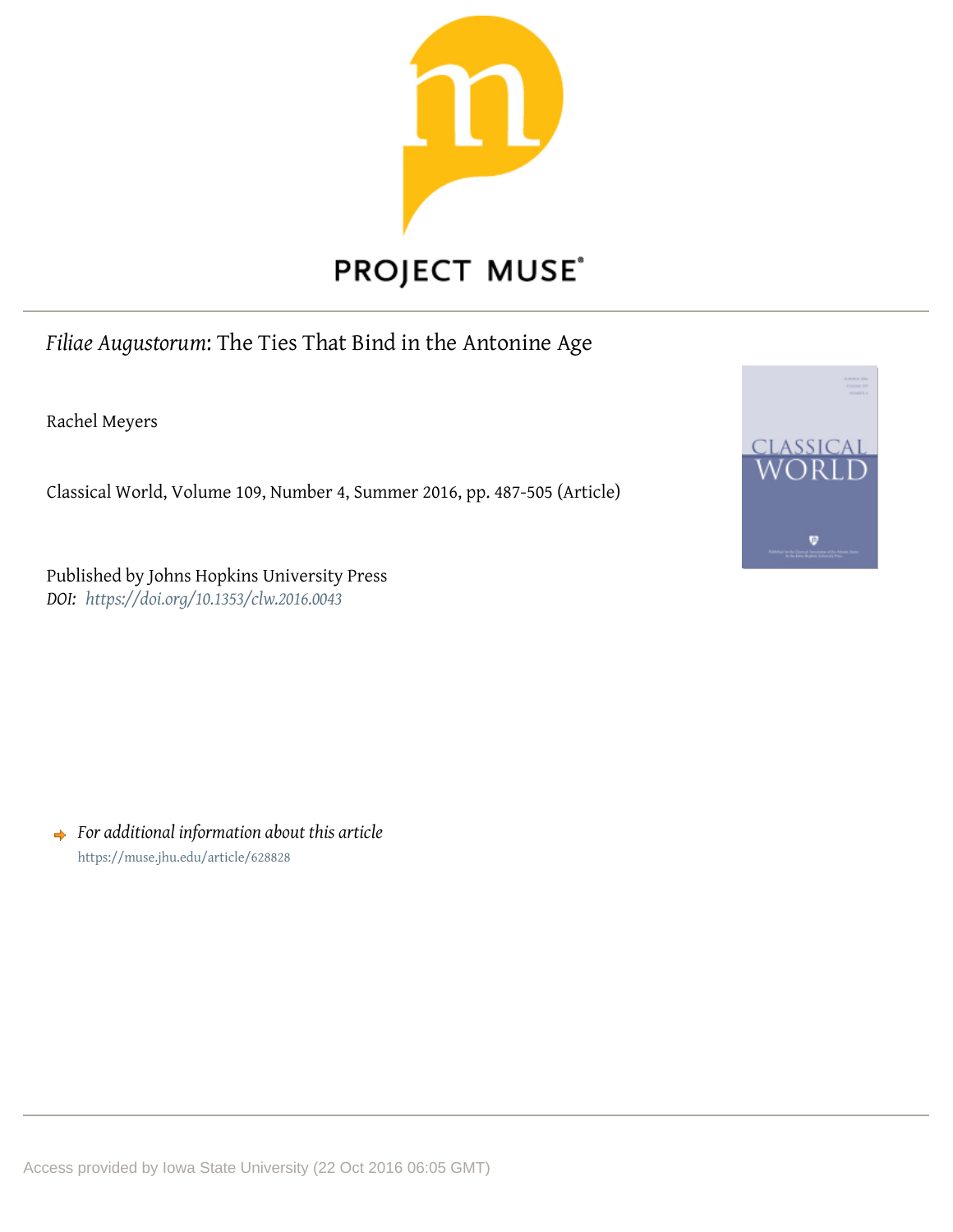PROJECT MUSE®

*Filiae Augustorum*: The Ties That Bind in the Antonine Age

Rachel Meyers

Classical World, Volume 109, Number 4, Summer 2016, pp. 487-505 (Article)

Published by Johns Hopkins University Press
*DOI: https://doi.org/10.1353/clw.2016.0043*

*For additional information about this article*
https://muse.jhu.edu/article/628828

Access provided by Iowa State University (22 Oct 2016 06:05 GMT)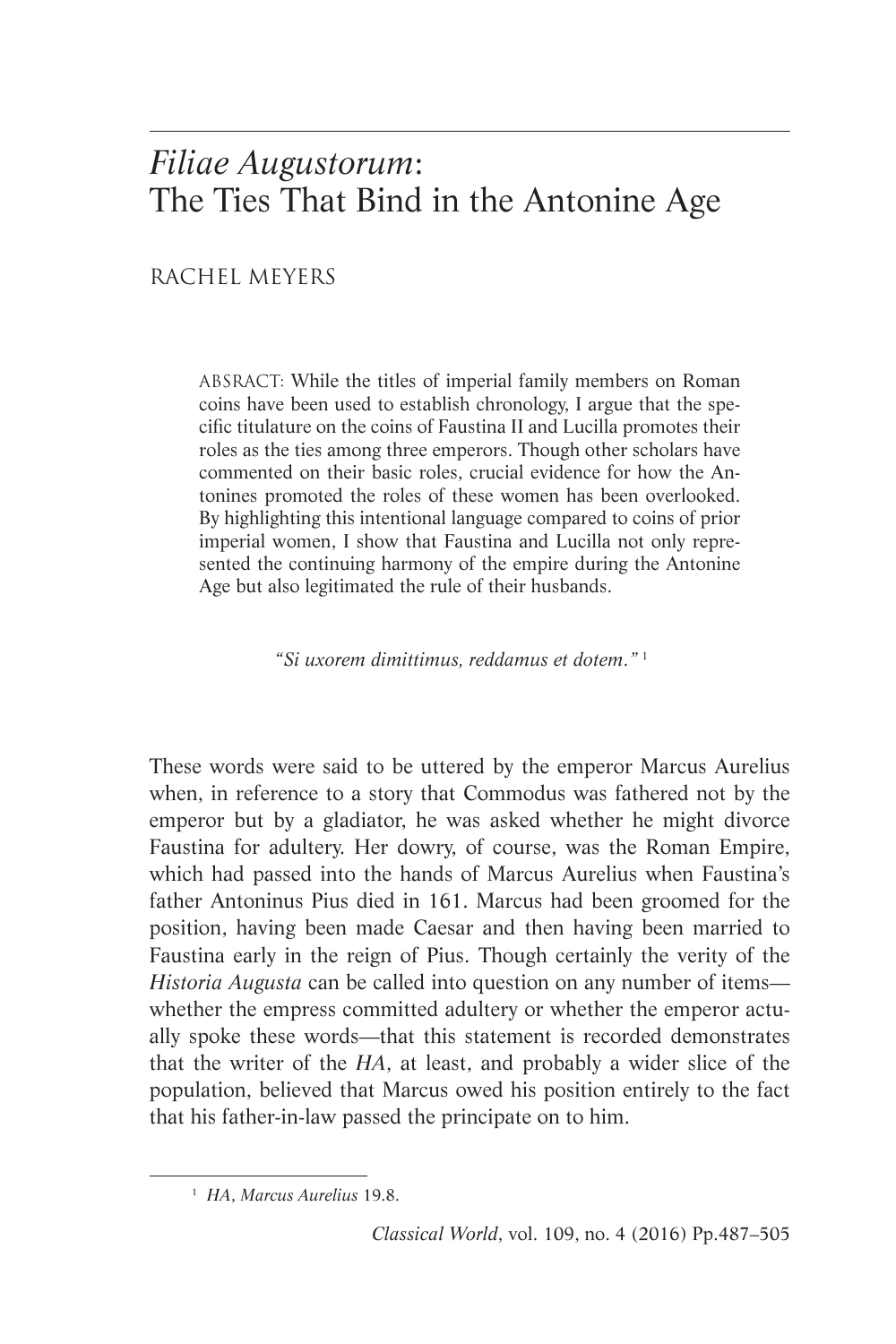# *Filiae Augustorum*: The Ties That Bind in the Antonine Age

RACHEL MEYERS

ABSRACT: While the titles of imperial family members on Roman coins have been used to establish chronology, I argue that the specific titulature on the coins of Faustina II and Lucilla promotes their roles as the ties among three emperors. Though other scholars have commented on their basic roles, crucial evidence for how the Antonines promoted the roles of these women has been overlooked. By highlighting this intentional language compared to coins of prior imperial women, I show that Faustina and Lucilla not only represented the continuing harmony of the empire during the Antonine Age but also legitimated the rule of their husbands.

*"Si uxorem dimittimus, reddamus et dotem."* [1]

These words were said to be uttered by the emperor Marcus Aurelius when, in reference to a story that Commodus was fathered not by the emperor but by a gladiator, he was asked whether he might divorce Faustina for adultery. Her dowry, of course, was the Roman Empire, which had passed into the hands of Marcus Aurelius when Faustina's father Antoninus Pius died in 161. Marcus had been groomed for the position, having been made Caesar and then having been married to Faustina early in the reign of Pius. Though certainly the verity of the *Historia Augusta* can be called into question on any number of items—whether the empress committed adultery or whether the emperor actually spoke these words—that this statement is recorded demonstrates that the writer of the *HA*, at least, and probably a wider slice of the population, believed that Marcus owed his position entirely to the fact that his father-in-law passed the principate on to him.

---

[1] *HA*, *Marcus Aurelius* 19.8.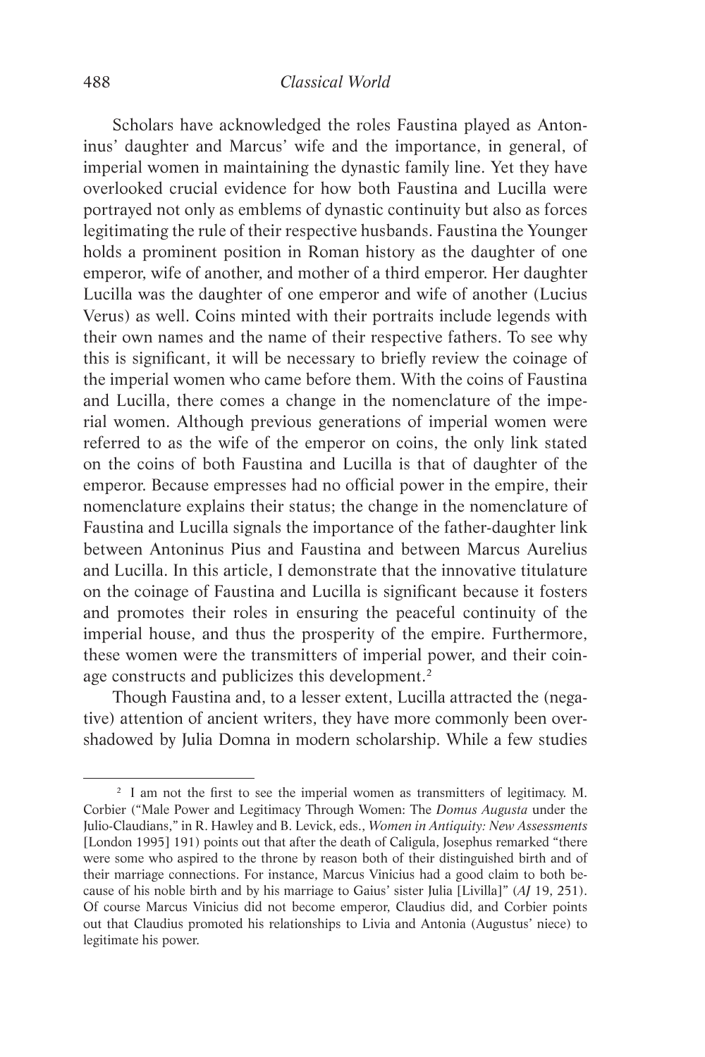Scholars have acknowledged the roles Faustina played as Antoninus' daughter and Marcus' wife and the importance, in general, of imperial women in maintaining the dynastic family line. Yet they have overlooked crucial evidence for how both Faustina and Lucilla were portrayed not only as emblems of dynastic continuity but also as forces legitimating the rule of their respective husbands. Faustina the Younger holds a prominent position in Roman history as the daughter of one emperor, wife of another, and mother of a third emperor. Her daughter Lucilla was the daughter of one emperor and wife of another (Lucius Verus) as well. Coins minted with their portraits include legends with their own names and the name of their respective fathers. To see why this is significant, it will be necessary to briefly review the coinage of the imperial women who came before them. With the coins of Faustina and Lucilla, there comes a change in the nomenclature of the imperial women. Although previous generations of imperial women were referred to as the wife of the emperor on coins, the only link stated on the coins of both Faustina and Lucilla is that of daughter of the emperor. Because empresses had no official power in the empire, their nomenclature explains their status; the change in the nomenclature of Faustina and Lucilla signals the importance of the father-daughter link between Antoninus Pius and Faustina and between Marcus Aurelius and Lucilla. In this article, I demonstrate that the innovative titulature on the coinage of Faustina and Lucilla is significant because it fosters and promotes their roles in ensuring the peaceful continuity of the imperial house, and thus the prosperity of the empire. Furthermore, these women were the transmitters of imperial power, and their coinage constructs and publicizes this development.[2]

Though Faustina and, to a lesser extent, Lucilla attracted the (negative) attention of ancient writers, they have more commonly been overshadowed by Julia Domna in modern scholarship. While a few studies

[2] I am not the first to see the imperial women as transmitters of legitimacy. M. Corbier ("Male Power and Legitimacy Through Women: The *Domus Augusta* under the Julio-Claudians," in R. Hawley and B. Levick, eds., *Women in Antiquity: New Assessments* [London 1995] 191) points out that after the death of Caligula, Josephus remarked "there were some who aspired to the throne by reason both of their distinguished birth and of their marriage connections. For instance, Marcus Vinicius had a good claim to both because of his noble birth and by his marriage to Gaius' sister Julia [Livilla]" (*AJ* 19, 251). Of course Marcus Vinicius did not become emperor, Claudius did, and Corbier points out that Claudius promoted his relationships to Livia and Antonia (Augustus' niece) to legitimate his power.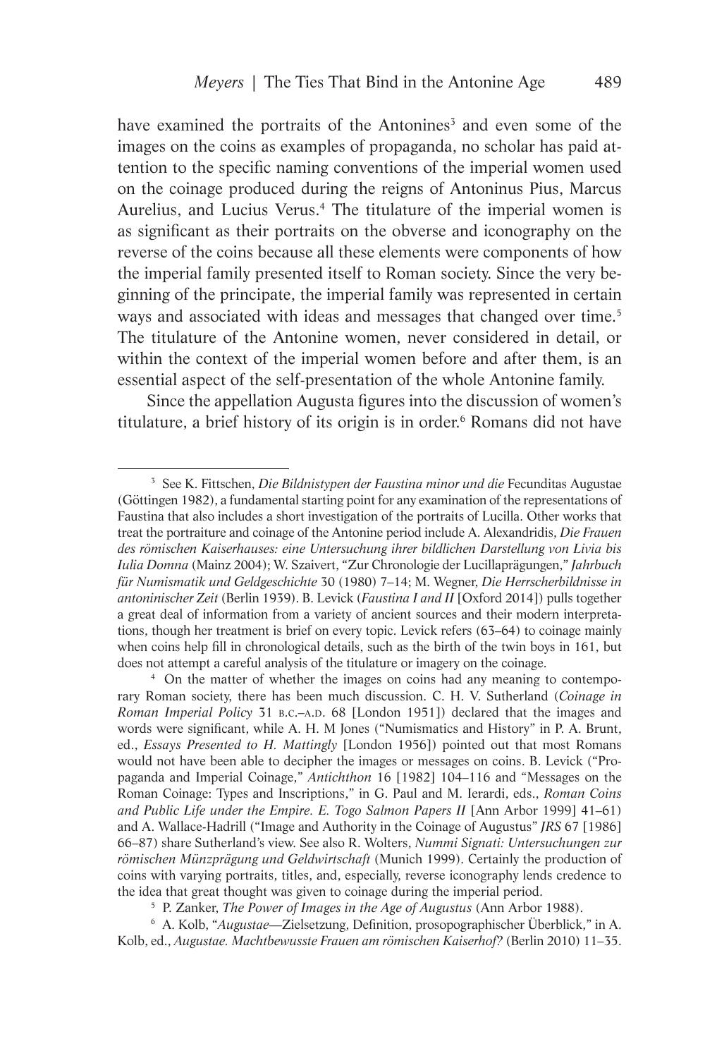have examined the portraits of the Antonines[3] and even some of the images on the coins as examples of propaganda, no scholar has paid attention to the specific naming conventions of the imperial women used on the coinage produced during the reigns of Antoninus Pius, Marcus Aurelius, and Lucius Verus.[4] The titulature of the imperial women is as significant as their portraits on the obverse and iconography on the reverse of the coins because all these elements were components of how the imperial family presented itself to Roman society. Since the very beginning of the principate, the imperial family was represented in certain ways and associated with ideas and messages that changed over time.[5] The titulature of the Antonine women, never considered in detail, or within the context of the imperial women before and after them, is an essential aspect of the self-presentation of the whole Antonine family.

Since the appellation Augusta figures into the discussion of women's titulature, a brief history of its origin is in order.[6] Romans did not have

---

[3] See K. Fittschen, *Die Bildnistypen der Faustina minor und die* Fecunditas Augustae (Göttingen 1982), a fundamental starting point for any examination of the representations of Faustina that also includes a short investigation of the portraits of Lucilla. Other works that treat the portraiture and coinage of the Antonine period include A. Alexandridis, *Die Frauen des römischen Kaiserhauses: eine Untersuchung ihrer bildlichen Darstellung von Livia bis Iulia Domna* (Mainz 2004); W. Szaivert, "Zur Chronologie der Lucillaprägungen," *Jahrbuch für Numismatik und Geldgeschichte* 30 (1980) 7–14; M. Wegner, *Die Herrscherbildnisse in antoninischer Zeit* (Berlin 1939). B. Levick (*Faustina I and II* [Oxford 2014]) pulls together a great deal of information from a variety of ancient sources and their modern interpretations, though her treatment is brief on every topic. Levick refers (63–64) to coinage mainly when coins help fill in chronological details, such as the birth of the twin boys in 161, but does not attempt a careful analysis of the titulature or imagery on the coinage.

[4] On the matter of whether the images on coins had any meaning to contemporary Roman society, there has been much discussion. C. H. V. Sutherland (*Coinage in Roman Imperial Policy* 31 B.C.–A.D. 68 [London 1951]) declared that the images and words were significant, while A. H. M Jones ("Numismatics and History" in P. A. Brunt, ed., *Essays Presented to H. Mattingly* [London 1956]) pointed out that most Romans would not have been able to decipher the images or messages on coins. B. Levick ("Propaganda and Imperial Coinage," *Antichthon* 16 [1982] 104–116 and "Messages on the Roman Coinage: Types and Inscriptions," in G. Paul and M. Ierardi, eds., *Roman Coins and Public Life under the Empire. E. Togo Salmon Papers II* [Ann Arbor 1999] 41–61) and A. Wallace-Hadrill ("Image and Authority in the Coinage of Augustus" *JRS* 67 [1986] 66–87) share Sutherland's view. See also R. Wolters, *Nummi Signati: Untersuchungen zur römischen Münzprägung und Geldwirtschaft* (Munich 1999). Certainly the production of coins with varying portraits, titles, and, especially, reverse iconography lends credence to the idea that great thought was given to coinage during the imperial period.

[5] P. Zanker, *The Power of Images in the Age of Augustus* (Ann Arbor 1988).

[6] A. Kolb, "*Augustae*—Zielsetzung, Definition, prosopographischer Überblick," in A. Kolb, ed., *Augustae. Machtbewusste Frauen am römischen Kaiserhof?* (Berlin 2010) 11–35.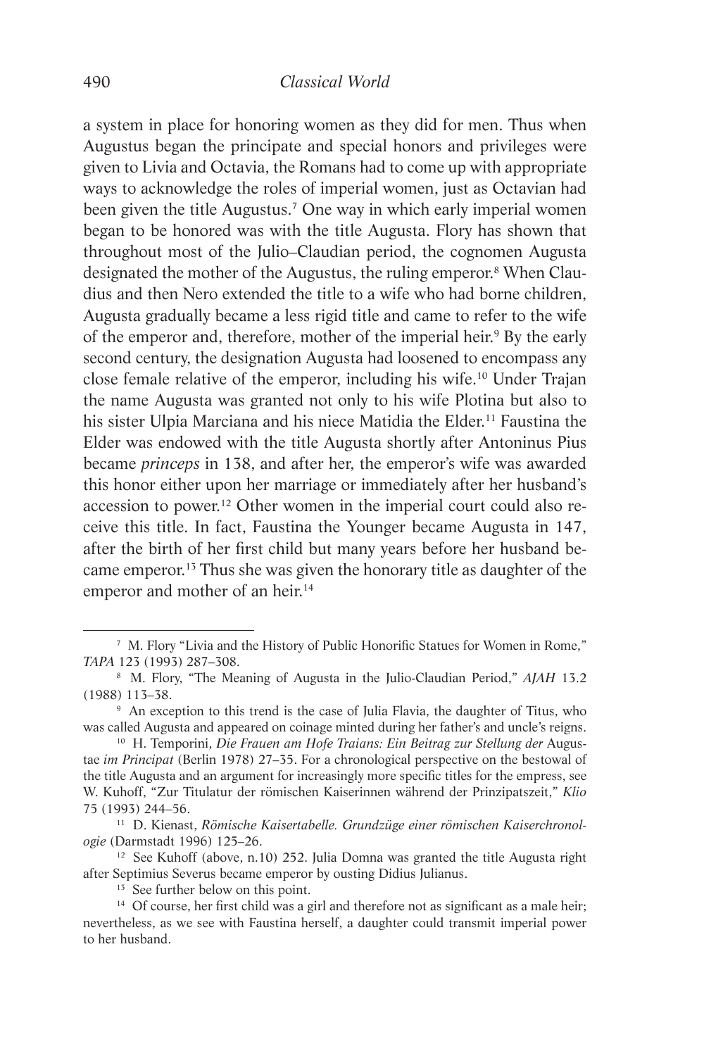a system in place for honoring women as they did for men. Thus when Augustus began the principate and special honors and privileges were given to Livia and Octavia, the Romans had to come up with appropriate ways to acknowledge the roles of imperial women, just as Octavian had been given the title Augustus.[7] One way in which early imperial women began to be honored was with the title Augusta. Flory has shown that throughout most of the Julio–Claudian period, the cognomen Augusta designated the mother of the Augustus, the ruling emperor.[8] When Claudius and then Nero extended the title to a wife who had borne children, Augusta gradually became a less rigid title and came to refer to the wife of the emperor and, therefore, mother of the imperial heir.[9] By the early second century, the designation Augusta had loosened to encompass any close female relative of the emperor, including his wife.[10] Under Trajan the name Augusta was granted not only to his wife Plotina but also to his sister Ulpia Marciana and his niece Matidia the Elder.[11] Faustina the Elder was endowed with the title Augusta shortly after Antoninus Pius became *princeps* in 138, and after her, the emperor's wife was awarded this honor either upon her marriage or immediately after her husband's accession to power.[12] Other women in the imperial court could also receive this title. In fact, Faustina the Younger became Augusta in 147, after the birth of her first child but many years before her husband became emperor.[13] Thus she was given the honorary title as daughter of the emperor and mother of an heir.[14]

---

[7] M. Flory "Livia and the History of Public Honorific Statues for Women in Rome," *TAPA* 123 (1993) 287–308.

[8] M. Flory, "The Meaning of Augusta in the Julio-Claudian Period," *AJAH* 13.2 (1988) 113–38.

[9] An exception to this trend is the case of Julia Flavia, the daughter of Titus, who was called Augusta and appeared on coinage minted during her father's and uncle's reigns.

[10] H. Temporini, *Die Frauen am Hofe Traians: Ein Beitrag zur Stellung der* Augustae *im Principat* (Berlin 1978) 27–35. For a chronological perspective on the bestowal of the title Augusta and an argument for increasingly more specific titles for the empress, see W. Kuhoff, "Zur Titulatur der römischen Kaiserinnen während der Prinzipatszeit," *Klio* 75 (1993) 244–56.

[11] D. Kienast, *Römische Kaisertabelle. Grundzüge einer römischen Kaiserchronologie* (Darmstadt 1996) 125–26.

[12] See Kuhoff (above, n.10) 252. Julia Domna was granted the title Augusta right after Septimius Severus became emperor by ousting Didius Julianus.

[13] See further below on this point.

[14] Of course, her first child was a girl and therefore not as significant as a male heir; nevertheless, as we see with Faustina herself, a daughter could transmit imperial power to her husband.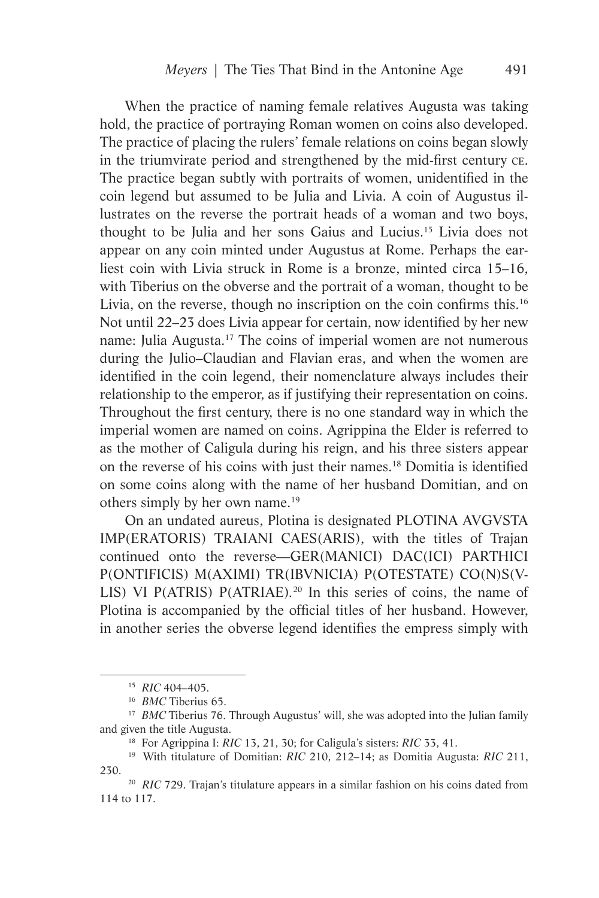When the practice of naming female relatives Augusta was taking hold, the practice of portraying Roman women on coins also developed. The practice of placing the rulers' female relations on coins began slowly in the triumvirate period and strengthened by the mid-first century CE. The practice began subtly with portraits of women, unidentified in the coin legend but assumed to be Julia and Livia. A coin of Augustus illustrates on the reverse the portrait heads of a woman and two boys, thought to be Julia and her sons Gaius and Lucius.[15] Livia does not appear on any coin minted under Augustus at Rome. Perhaps the earliest coin with Livia struck in Rome is a bronze, minted circa 15–16, with Tiberius on the obverse and the portrait of a woman, thought to be Livia, on the reverse, though no inscription on the coin confirms this.[16] Not until 22–23 does Livia appear for certain, now identified by her new name: Julia Augusta.[17] The coins of imperial women are not numerous during the Julio–Claudian and Flavian eras, and when the women are identified in the coin legend, their nomenclature always includes their relationship to the emperor, as if justifying their representation on coins. Throughout the first century, there is no one standard way in which the imperial women are named on coins. Agrippina the Elder is referred to as the mother of Caligula during his reign, and his three sisters appear on the reverse of his coins with just their names.[18] Domitia is identified on some coins along with the name of her husband Domitian, and on others simply by her own name.[19]

On an undated aureus, Plotina is designated PLOTINA AVGVSTA IMP(ERATORIS) TRAIANI CAES(ARIS), with the titles of Trajan continued onto the reverse—GER(MANICI) DAC(ICI) PARTHICI P(ONTIFICIS) M(AXIMI) TR(IBVNICIA) P(OTESTATE) CO(N)S(VLIS) VI P(ATRIS) P(ATRIAE).[20] In this series of coins, the name of Plotina is accompanied by the official titles of her husband. However, in another series the obverse legend identifies the empress simply with

---

[15] *RIC* 404–405.

[16] *BMC* Tiberius 65.

[17] *BMC* Tiberius 76. Through Augustus' will, she was adopted into the Julian family and given the title Augusta.

[18] For Agrippina I: *RIC* 13, 21, 30; for Caligula's sisters: *RIC* 33, 41.

[19] With titulature of Domitian: *RIC* 210, 212–14; as Domitia Augusta: *RIC* 211, 230.

[20] *RIC* 729. Trajan's titulature appears in a similar fashion on his coins dated from 114 to 117.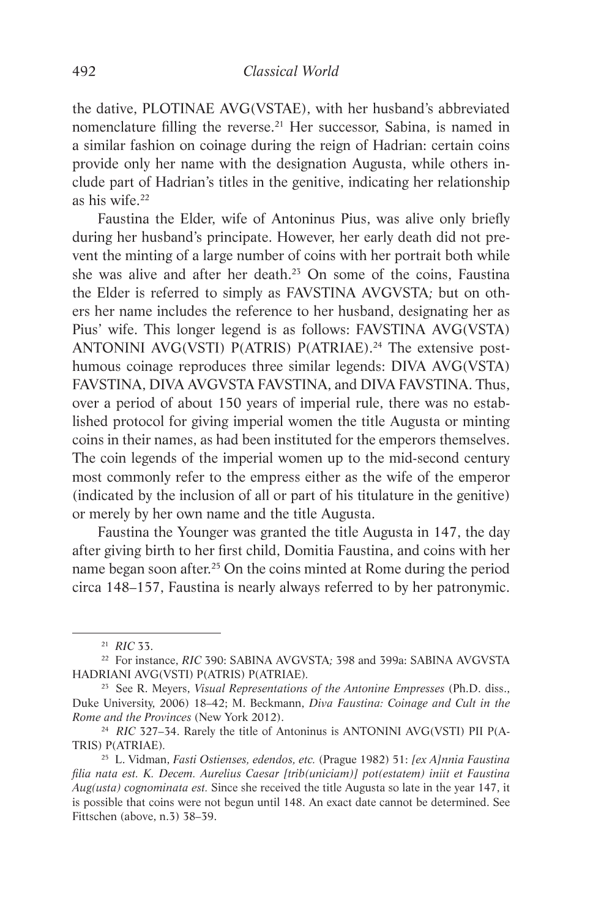the dative, PLOTINAE AVG(VSTAE), with her husband's abbreviated nomenclature filling the reverse.[21] Her successor, Sabina, is named in a similar fashion on coinage during the reign of Hadrian: certain coins provide only her name with the designation Augusta, while others include part of Hadrian's titles in the genitive, indicating her relationship as his wife.[22]

Faustina the Elder, wife of Antoninus Pius, was alive only briefly during her husband's principate. However, her early death did not prevent the minting of a large number of coins with her portrait both while she was alive and after her death.[23] On some of the coins, Faustina the Elder is referred to simply as FAVSTINA AVGVSTA*;* but on others her name includes the reference to her husband, designating her as Pius' wife. This longer legend is as follows: FAVSTINA AVG(VSTA) ANTONINI AVG(VSTI) P(ATRIS) P(ATRIAE).[24] The extensive posthumous coinage reproduces three similar legends: DIVA AVG(VSTA) FAVSTINA, DIVA AVGVSTA FAVSTINA, and DIVA FAVSTINA. Thus, over a period of about 150 years of imperial rule, there was no established protocol for giving imperial women the title Augusta or minting coins in their names, as had been instituted for the emperors themselves. The coin legends of the imperial women up to the mid-second century most commonly refer to the empress either as the wife of the emperor (indicated by the inclusion of all or part of his titulature in the genitive) or merely by her own name and the title Augusta.

Faustina the Younger was granted the title Augusta in 147, the day after giving birth to her first child, Domitia Faustina, and coins with her name began soon after.[25] On the coins minted at Rome during the period circa 148–157, Faustina is nearly always referred to by her patronymic.

---

[21] *RIC* 33.

[22] For instance, *RIC* 390: SABINA AVGVSTA*;* 398 and 399a: SABINA AVGVSTA HADRIANI AVG(VSTI) P(ATRIS) P(ATRIAE).

[23] See R. Meyers, *Visual Representations of the Antonine Empresses* (Ph.D. diss., Duke University, 2006) 18–42; M. Beckmann, *Diva Faustina: Coinage and Cult in the Rome and the Provinces* (New York 2012).

[24] *RIC* 327–34. Rarely the title of Antoninus is ANTONINI AVG(VSTI) PII P(ATRIS) P(ATRIAE).

[25] L. Vidman, *Fasti Ostienses, edendos, etc.* (Prague 1982) 51: *[ex A]nnia Faustina filia nata est. K. Decem. Aurelius Caesar [trib(uniciam)] pot(estatem) iniit et Faustina Aug(usta) cognominata est.* Since she received the title Augusta so late in the year 147, it is possible that coins were not begun until 148. An exact date cannot be determined. See Fittschen (above, n.3) 38–39.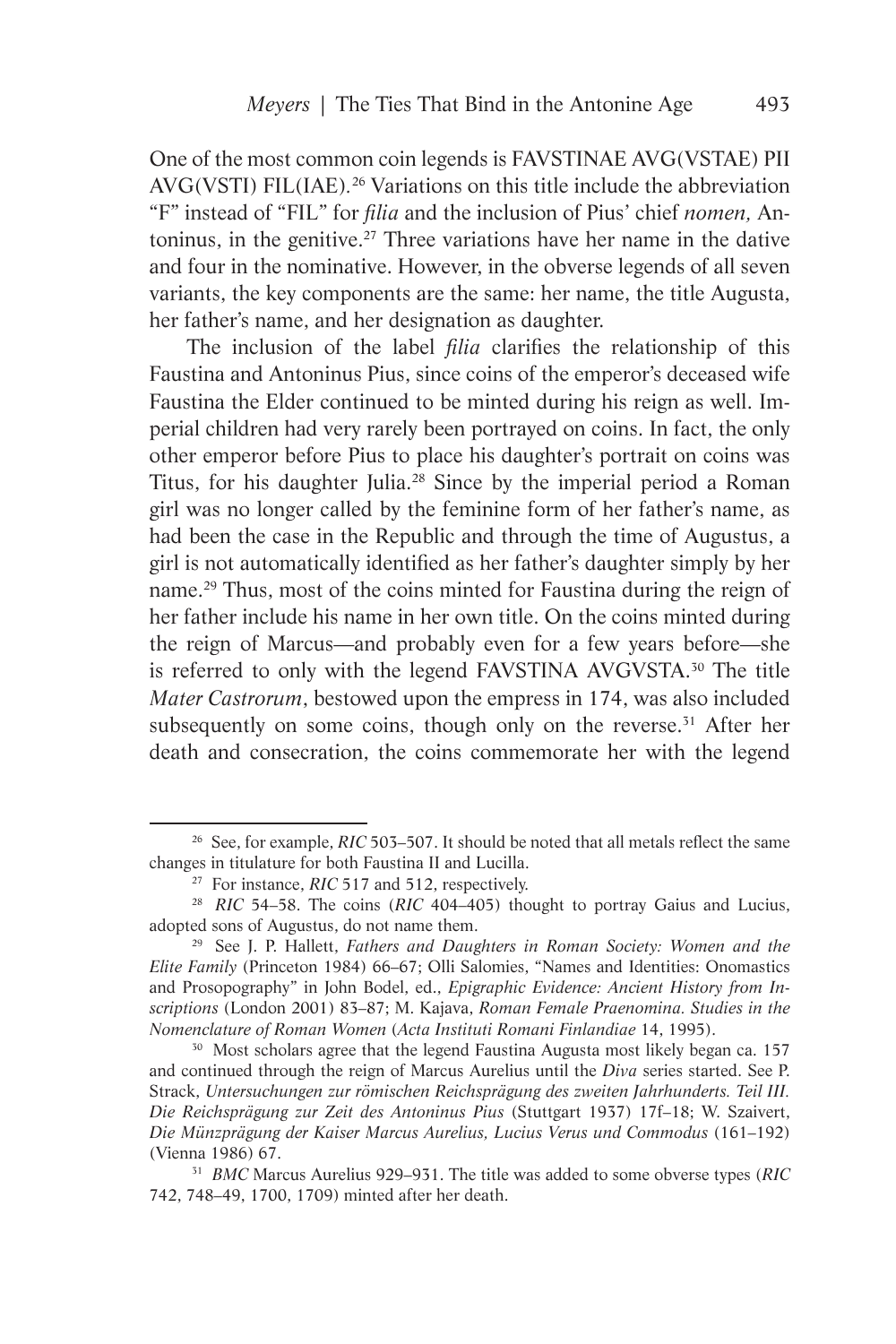One of the most common coin legends is FAVSTINAE AVG(VSTAE) PII AVG(VSTI) FIL(IAE).[26] Variations on this title include the abbreviation "F" instead of "FIL" for *filia* and the inclusion of Pius' chief *nomen,* Antoninus, in the genitive.[27] Three variations have her name in the dative and four in the nominative. However, in the obverse legends of all seven variants, the key components are the same: her name, the title Augusta, her father's name, and her designation as daughter.

The inclusion of the label *filia* clarifies the relationship of this Faustina and Antoninus Pius, since coins of the emperor's deceased wife Faustina the Elder continued to be minted during his reign as well. Imperial children had very rarely been portrayed on coins. In fact, the only other emperor before Pius to place his daughter's portrait on coins was Titus, for his daughter Julia.[28] Since by the imperial period a Roman girl was no longer called by the feminine form of her father's name, as had been the case in the Republic and through the time of Augustus, a girl is not automatically identified as her father's daughter simply by her name.[29] Thus, most of the coins minted for Faustina during the reign of her father include his name in her own title. On the coins minted during the reign of Marcus—and probably even for a few years before—she is referred to only with the legend FAVSTINA AVGVSTA.[30] The title *Mater Castrorum*, bestowed upon the empress in 174, was also included subsequently on some coins, though only on the reverse.[31] After her death and consecration, the coins commemorate her with the legend

---

[26] See, for example, *RIC* 503–507. It should be noted that all metals reflect the same changes in titulature for both Faustina II and Lucilla.

[27] For instance, *RIC* 517 and 512, respectively.

[28] *RIC* 54–58. The coins (*RIC* 404–405) thought to portray Gaius and Lucius, adopted sons of Augustus, do not name them.

[29] See J. P. Hallett, *Fathers and Daughters in Roman Society: Women and the Elite Family* (Princeton 1984) 66–67; Olli Salomies, "Names and Identities: Onomastics and Prosopography" in John Bodel, ed., *Epigraphic Evidence: Ancient History from Inscriptions* (London 2001) 83–87; M. Kajava, *Roman Female Praenomina. Studies in the Nomenclature of Roman Women* (*Acta Instituti Romani Finlandiae* 14, 1995).

[30] Most scholars agree that the legend Faustina Augusta most likely began ca. 157 and continued through the reign of Marcus Aurelius until the *Diva* series started. See P. Strack, *Untersuchungen zur römischen Reichsprägung des zweiten Jahrhunderts. Teil III. Die Reichsprägung zur Zeit des Antoninus Pius* (Stuttgart 1937) 17f–18; W. Szaivert, *Die Münzprägung der Kaiser Marcus Aurelius, Lucius Verus und Commodus* (161–192) (Vienna 1986) 67.

[31] *BMC* Marcus Aurelius 929–931. The title was added to some obverse types (*RIC* 742, 748–49, 1700, 1709) minted after her death.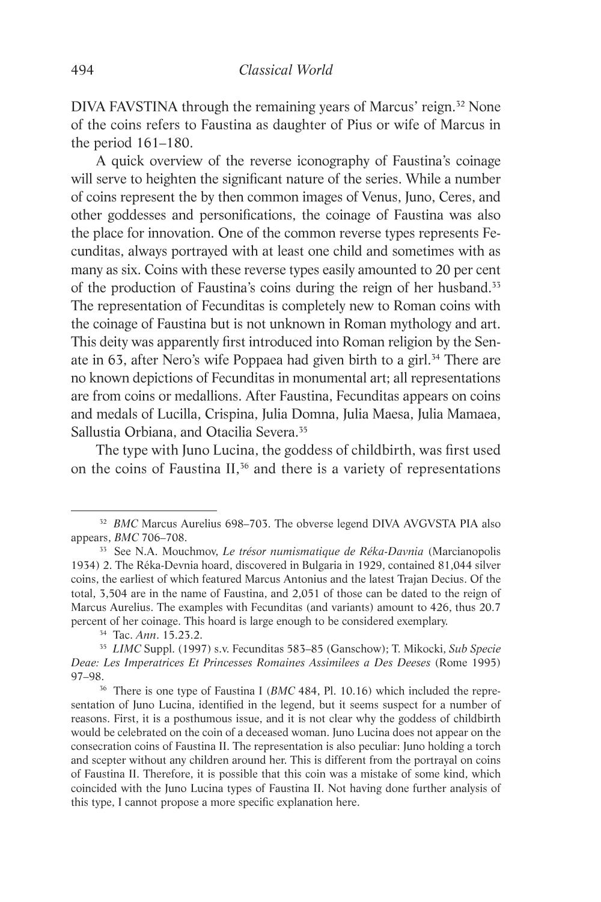DIVA FAVSTINA through the remaining years of Marcus' reign.[32] None of the coins refers to Faustina as daughter of Pius or wife of Marcus in the period 161–180.

A quick overview of the reverse iconography of Faustina's coinage will serve to heighten the significant nature of the series. While a number of coins represent the by then common images of Venus, Juno, Ceres, and other goddesses and personifications, the coinage of Faustina was also the place for innovation. One of the common reverse types represents Fecunditas, always portrayed with at least one child and sometimes with as many as six. Coins with these reverse types easily amounted to 20 per cent of the production of Faustina's coins during the reign of her husband.[33] The representation of Fecunditas is completely new to Roman coins with the coinage of Faustina but is not unknown in Roman mythology and art. This deity was apparently first introduced into Roman religion by the Senate in 63, after Nero's wife Poppaea had given birth to a girl.[34] There are no known depictions of Fecunditas in monumental art; all representations are from coins or medallions. After Faustina, Fecunditas appears on coins and medals of Lucilla, Crispina, Julia Domna, Julia Maesa, Julia Mamaea, Sallustia Orbiana, and Otacilia Severa.[35]

The type with Juno Lucina, the goddess of childbirth, was first used on the coins of Faustina II,[36] and there is a variety of representations

---

[32] *BMC* Marcus Aurelius 698–703. The obverse legend DIVA AVGVSTA PIA also appears, *BMC* 706–708.

[33] See N.A. Mouchmov, *Le trésor numismatique de Réka-Davnia* (Marcianopolis 1934) 2. The Réka-Devnia hoard, discovered in Bulgaria in 1929, contained 81,044 silver coins, the earliest of which featured Marcus Antonius and the latest Trajan Decius. Of the total, 3,504 are in the name of Faustina, and 2,051 of those can be dated to the reign of Marcus Aurelius. The examples with Fecunditas (and variants) amount to 426, thus 20.7 percent of her coinage. This hoard is large enough to be considered exemplary.

[34] Tac. *Ann*. 15.23.2.

[35] *LIMC* Suppl. (1997) s.v. Fecunditas 583–85 (Ganschow); T. Mikocki, *Sub Specie Deae: Les Imperatrices Et Princesses Romaines Assimilees a Des Deeses* (Rome 1995) 97–98.

[36] There is one type of Faustina I (*BMC* 484, Pl. 10.16) which included the representation of Juno Lucina, identified in the legend, but it seems suspect for a number of reasons. First, it is a posthumous issue, and it is not clear why the goddess of childbirth would be celebrated on the coin of a deceased woman. Juno Lucina does not appear on the consecration coins of Faustina II. The representation is also peculiar: Juno holding a torch and scepter without any children around her. This is different from the portrayal on coins of Faustina II. Therefore, it is possible that this coin was a mistake of some kind, which coincided with the Juno Lucina types of Faustina II. Not having done further analysis of this type, I cannot propose a more specific explanation here.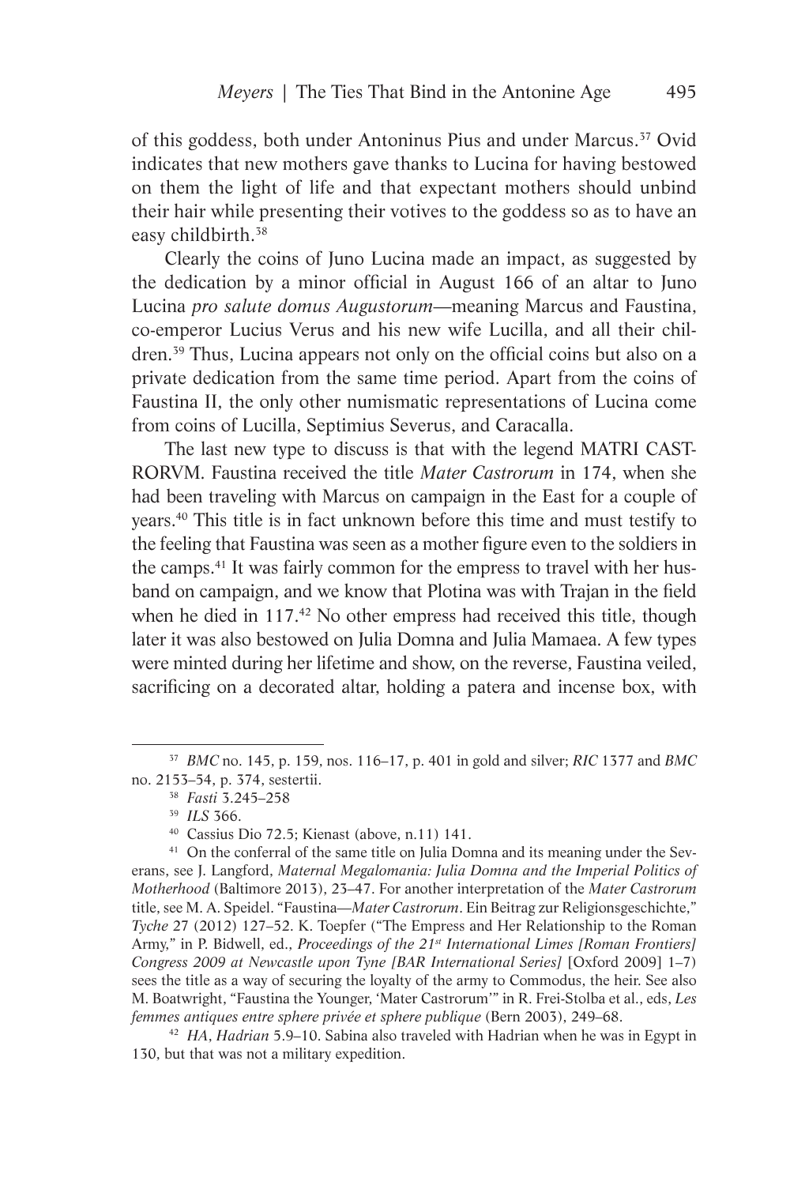of this goddess, both under Antoninus Pius and under Marcus.[37] Ovid indicates that new mothers gave thanks to Lucina for having bestowed on them the light of life and that expectant mothers should unbind their hair while presenting their votives to the goddess so as to have an easy childbirth.[38]

Clearly the coins of Juno Lucina made an impact, as suggested by the dedication by a minor official in August 166 of an altar to Juno Lucina *pro salute domus Augustorum*—meaning Marcus and Faustina, co-emperor Lucius Verus and his new wife Lucilla, and all their children.[39] Thus, Lucina appears not only on the official coins but also on a private dedication from the same time period. Apart from the coins of Faustina II, the only other numismatic representations of Lucina come from coins of Lucilla, Septimius Severus, and Caracalla.

The last new type to discuss is that with the legend MATRI CASTRORVM. Faustina received the title *Mater Castrorum* in 174, when she had been traveling with Marcus on campaign in the East for a couple of years.[40] This title is in fact unknown before this time and must testify to the feeling that Faustina was seen as a mother figure even to the soldiers in the camps.[41] It was fairly common for the empress to travel with her husband on campaign, and we know that Plotina was with Trajan in the field when he died in 117.[42] No other empress had received this title, though later it was also bestowed on Julia Domna and Julia Mamaea. A few types were minted during her lifetime and show, on the reverse, Faustina veiled, sacrificing on a decorated altar, holding a patera and incense box, with

---

[37] *BMC* no. 145, p. 159, nos. 116–17, p. 401 in gold and silver; *RIC* 1377 and *BMC* no. 2153–54, p. 374, sestertii.

[38] *Fasti* 3.245–258

[39] *ILS* 366.

[40] Cassius Dio 72.5; Kienast (above, n.11) 141.

[41] On the conferral of the same title on Julia Domna and its meaning under the Severans, see J. Langford, *Maternal Megalomania: Julia Domna and the Imperial Politics of Motherhood* (Baltimore 2013), 23–47. For another interpretation of the *Mater Castrorum* title, see M. A. Speidel. "Faustina—*Mater Castrorum*. Ein Beitrag zur Religionsgeschichte," *Tyche* 27 (2012) 127–52. K. Toepfer ("The Empress and Her Relationship to the Roman Army," in P. Bidwell, ed., *Proceedings of the 21st International Limes [Roman Frontiers] Congress 2009 at Newcastle upon Tyne [BAR International Series]* [Oxford 2009] 1–7) sees the title as a way of securing the loyalty of the army to Commodus, the heir. See also M. Boatwright, "Faustina the Younger, 'Mater Castrorum'" in R. Frei-Stolba et al., eds, *Les femmes antiques entre sphere privée et sphere publique* (Bern 2003), 249–68.

[42] *HA*, *Hadrian* 5.9–10. Sabina also traveled with Hadrian when he was in Egypt in 130, but that was not a military expedition.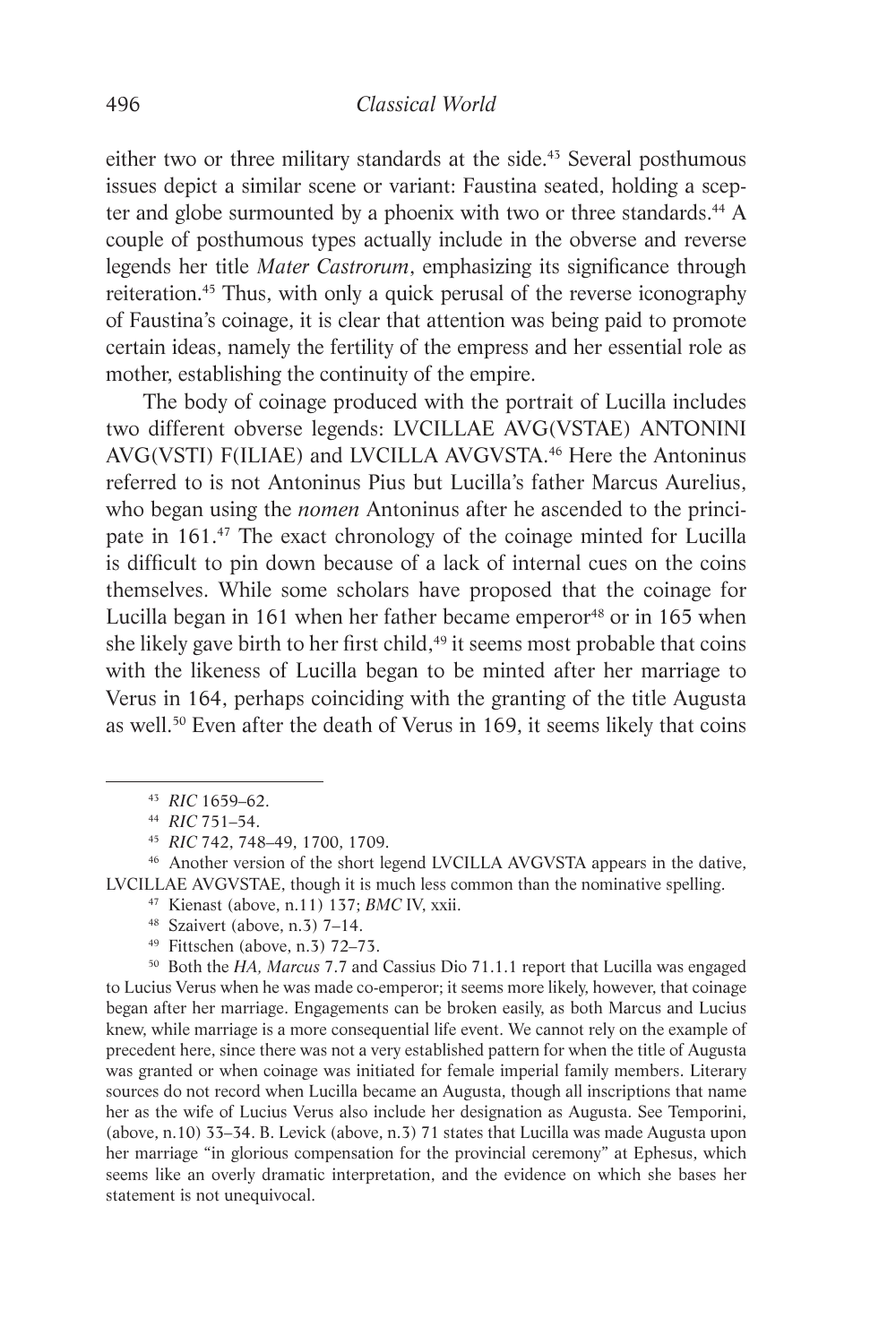either two or three military standards at the side.[43] Several posthumous issues depict a similar scene or variant: Faustina seated, holding a scepter and globe surmounted by a phoenix with two or three standards.[44] A couple of posthumous types actually include in the obverse and reverse legends her title *Mater Castrorum*, emphasizing its significance through reiteration.[45] Thus, with only a quick perusal of the reverse iconography of Faustina's coinage, it is clear that attention was being paid to promote certain ideas, namely the fertility of the empress and her essential role as mother, establishing the continuity of the empire.

The body of coinage produced with the portrait of Lucilla includes two different obverse legends: LVCILLAE AVG(VSTAE) ANTONINI AVG(VSTI) F(ILIAE) and LVCILLA AVGVSTA.[46] Here the Antoninus referred to is not Antoninus Pius but Lucilla's father Marcus Aurelius, who began using the *nomen* Antoninus after he ascended to the principate in 161.[47] The exact chronology of the coinage minted for Lucilla is difficult to pin down because of a lack of internal cues on the coins themselves. While some scholars have proposed that the coinage for Lucilla began in 161 when her father became emperor[48] or in 165 when she likely gave birth to her first child,[49] it seems most probable that coins with the likeness of Lucilla began to be minted after her marriage to Verus in 164, perhaps coinciding with the granting of the title Augusta as well.[50] Even after the death of Verus in 169, it seems likely that coins

---

[43] *RIC* 1659–62.

[44] *RIC* 751–54.

[45] *RIC* 742, 748–49, 1700, 1709.

[46] Another version of the short legend LVCILLA AVGVSTA appears in the dative, LVCILLAE AVGVSTAE, though it is much less common than the nominative spelling.

[47] Kienast (above, n.11) 137; *BMC* IV, xxii.

[48] Szaivert (above, n.3) 7–14.

[49] Fittschen (above, n.3) 72–73.

[50] Both the *HA, Marcus* 7.7 and Cassius Dio 71.1.1 report that Lucilla was engaged to Lucius Verus when he was made co-emperor; it seems more likely, however, that coinage began after her marriage. Engagements can be broken easily, as both Marcus and Lucius knew, while marriage is a more consequential life event. We cannot rely on the example of precedent here, since there was not a very established pattern for when the title of Augusta was granted or when coinage was initiated for female imperial family members. Literary sources do not record when Lucilla became an Augusta, though all inscriptions that name her as the wife of Lucius Verus also include her designation as Augusta. See Temporini, (above, n.10) 33–34. B. Levick (above, n.3) 71 states that Lucilla was made Augusta upon her marriage "in glorious compensation for the provincial ceremony" at Ephesus, which seems like an overly dramatic interpretation, and the evidence on which she bases her statement is not unequivocal.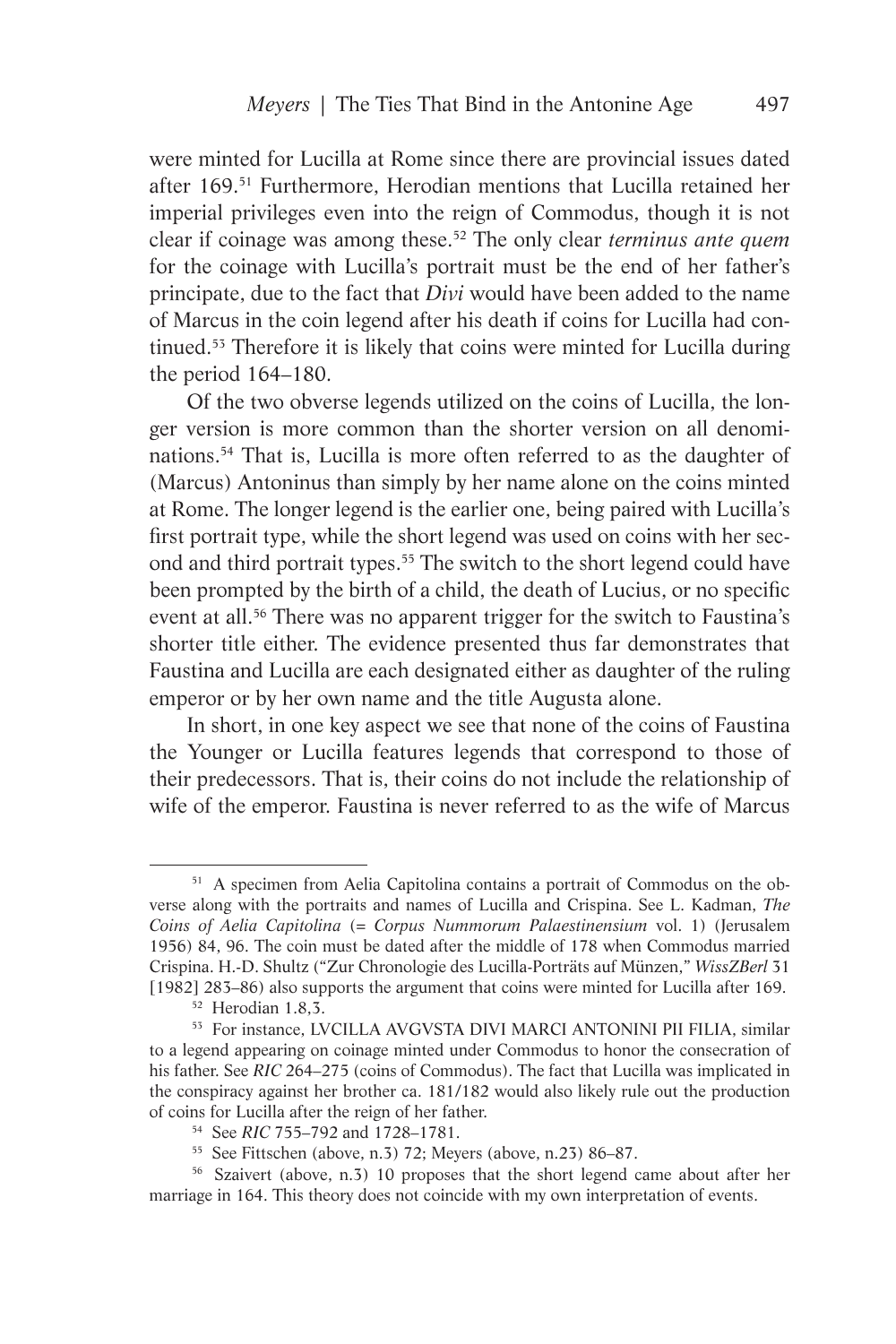were minted for Lucilla at Rome since there are provincial issues dated after 169.[51] Furthermore, Herodian mentions that Lucilla retained her imperial privileges even into the reign of Commodus, though it is not clear if coinage was among these.[52] The only clear *terminus ante quem* for the coinage with Lucilla's portrait must be the end of her father's principate, due to the fact that *Divi* would have been added to the name of Marcus in the coin legend after his death if coins for Lucilla had continued.[53] Therefore it is likely that coins were minted for Lucilla during the period 164–180.

Of the two obverse legends utilized on the coins of Lucilla, the longer version is more common than the shorter version on all denominations.[54] That is, Lucilla is more often referred to as the daughter of (Marcus) Antoninus than simply by her name alone on the coins minted at Rome. The longer legend is the earlier one, being paired with Lucilla's first portrait type, while the short legend was used on coins with her second and third portrait types.[55] The switch to the short legend could have been prompted by the birth of a child, the death of Lucius, or no specific event at all.[56] There was no apparent trigger for the switch to Faustina's shorter title either. The evidence presented thus far demonstrates that Faustina and Lucilla are each designated either as daughter of the ruling emperor or by her own name and the title Augusta alone.

In short, in one key aspect we see that none of the coins of Faustina the Younger or Lucilla features legends that correspond to those of their predecessors. That is, their coins do not include the relationship of wife of the emperor. Faustina is never referred to as the wife of Marcus

---

[51] A specimen from Aelia Capitolina contains a portrait of Commodus on the obverse along with the portraits and names of Lucilla and Crispina. See L. Kadman, *The Coins of Aelia Capitolina* (= *Corpus Nummorum Palaestinensium* vol. 1) (Jerusalem 1956) 84, 96. The coin must be dated after the middle of 178 when Commodus married Crispina. H.-D. Shultz ("Zur Chronologie des Lucilla-Porträts auf Münzen," *WissZBerl* 31 [1982] 283–86) also supports the argument that coins were minted for Lucilla after 169.

[52] Herodian 1.8,3.

[53] For instance, LVCILLA AVGVSTA DIVI MARCI ANTONINI PII FILIA, similar to a legend appearing on coinage minted under Commodus to honor the consecration of his father. See *RIC* 264–275 (coins of Commodus). The fact that Lucilla was implicated in the conspiracy against her brother ca. 181/182 would also likely rule out the production of coins for Lucilla after the reign of her father.

[54] See *RIC* 755–792 and 1728–1781.

[55] See Fittschen (above, n.3) 72; Meyers (above, n.23) 86–87.

[56] Szaivert (above, n.3) 10 proposes that the short legend came about after her marriage in 164. This theory does not coincide with my own interpretation of events.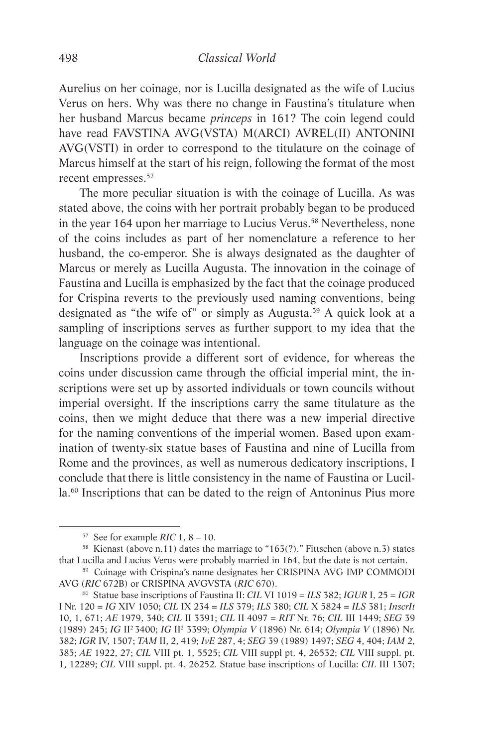Aurelius on her coinage, nor is Lucilla designated as the wife of Lucius Verus on hers. Why was there no change in Faustina's titulature when her husband Marcus became *princeps* in 161? The coin legend could have read FAVSTINA AVG(VSTA) M(ARCI) AVREL(II) ANTONINI AVG(VSTI) in order to correspond to the titulature on the coinage of Marcus himself at the start of his reign, following the format of the most recent empresses.[57]

The more peculiar situation is with the coinage of Lucilla. As was stated above, the coins with her portrait probably began to be produced in the year 164 upon her marriage to Lucius Verus.[58] Nevertheless, none of the coins includes as part of her nomenclature a reference to her husband, the co-emperor. She is always designated as the daughter of Marcus or merely as Lucilla Augusta. The innovation in the coinage of Faustina and Lucilla is emphasized by the fact that the coinage produced for Crispina reverts to the previously used naming conventions, being designated as "the wife of" or simply as Augusta.[59] A quick look at a sampling of inscriptions serves as further support to my idea that the language on the coinage was intentional.

Inscriptions provide a different sort of evidence, for whereas the coins under discussion came through the official imperial mint, the inscriptions were set up by assorted individuals or town councils without imperial oversight. If the inscriptions carry the same titulature as the coins, then we might deduce that there was a new imperial directive for the naming conventions of the imperial women. Based upon examination of twenty-six statue bases of Faustina and nine of Lucilla from Rome and the provinces, as well as numerous dedicatory inscriptions, I conclude that there is little consistency in the name of Faustina or Lucilla.[60] Inscriptions that can be dated to the reign of Antoninus Pius more

---

[57] See for example *RIC* 1, 8 – 10.

[58] Kienast (above n.11) dates the marriage to "163(?)." Fittschen (above n.3) states that Lucilla and Lucius Verus were probably married in 164, but the date is not certain.

[59] Coinage with Crispina's name designates her CRISPINA AVG IMP COMMODI AVG (*RIC* 672B) or CRISPINA AVGVSTA (*RIC* 670).

[60] Statue base inscriptions of Faustina II: *CIL* VI 1019 = *ILS* 382; *IGUR* I, 25 = *IGR* I Nr. 120 = *IG* XIV 1050; *CIL* IX 234 = *ILS* 379; *ILS* 380; *CIL* X 5824 = *ILS* 381; *InscrIt* 10, 1, 671; *AE* 1979, 340; *CIL* II 3391; *CIL* II 4097 = *RIT* Nr. 76; *CIL* III 1449; *SEG* 39 (1989) 245; *IG* II² 3400; *IG* II² 3399; *Olympia V* (1896) Nr. 614; *Olympia V* (1896) Nr. 382; *IGR* IV, 1507; *TAM* II, 2, 419; *IvE* 287, 4; *SEG* 39 (1989) 1497; *SEG* 4, 404; *IAM* 2, 385; *AE* 1922, 27; *CIL* VIII pt. 1, 5525; *CIL* VIII suppl pt. 4, 26532; *CIL* VIII suppl. pt. 1, 12289; *CIL* VIII suppl. pt. 4, 26252. Statue base inscriptions of Lucilla: *CIL* III 1307;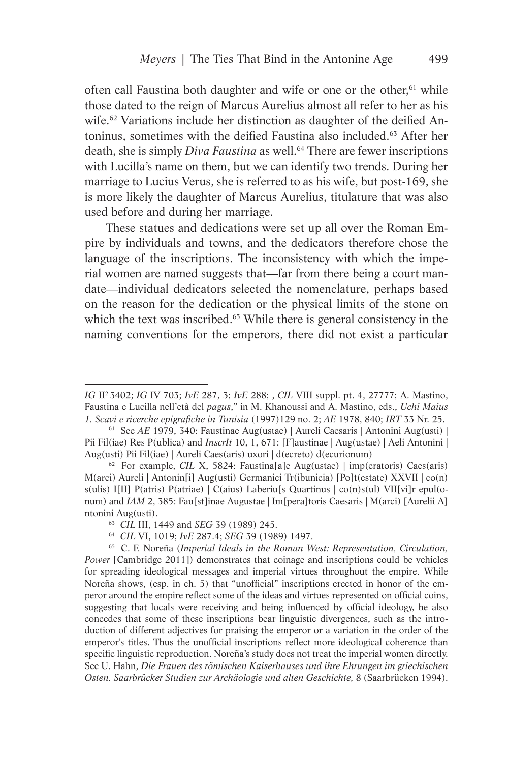often call Faustina both daughter and wife or one or the other,[61] while those dated to the reign of Marcus Aurelius almost all refer to her as his wife.[62] Variations include her distinction as daughter of the deified Antoninus, sometimes with the deified Faustina also included.[63] After her death, she is simply *Diva Faustina* as well.[64] There are fewer inscriptions with Lucilla's name on them, but we can identify two trends. During her marriage to Lucius Verus, she is referred to as his wife, but post-169, she is more likely the daughter of Marcus Aurelius, titulature that was also used before and during her marriage.

These statues and dedications were set up all over the Roman Empire by individuals and towns, and the dedicators therefore chose the language of the inscriptions. The inconsistency with which the imperial women are named suggests that—far from there being a court mandate—individual dedicators selected the nomenclature, perhaps based on the reason for the dedication or the physical limits of the stone on which the text was inscribed.[65] While there is general consistency in the naming conventions for the emperors, there did not exist a particular

---

*IG* II² 3402; *IG* IV 703; *IvE* 287, 3; *IvE* 288; , *CIL* VIII suppl. pt. 4, 27777; A. Mastino, Faustina e Lucilla nell'età del *pagus*," in M. Khanoussi and A. Mastino, eds., *Uchi Maius 1. Scavi e ricerche epigrafiche in Tunisia* (1997)129 no. 2; *AE* 1978, 840; *IRT* 33 Nr. 25.

[61] See *AE* 1979, 340: Faustinae Aug(ustae) | Aureli Caesaris | Antonini Aug(usti) | Pii Fil(iae) Res P(ublica) and *InscrIt* 10, 1, 671: [F]austinae | Aug(ustae) | Aeli Antonini | Aug(usti) Pii Fil(iae) | Aureli Caes(aris) uxori | d(ecreto) d(ecurionum)

[62] For example, *CIL* X, 5824: Faustina[a]e Aug(ustae) | imp(eratoris) Caes(aris) M(arci) Aureli | Antonin[i] Aug(usti) Germanici Tr(ibunicia) [Po]t(estate) XXVII | co(n)s(ulis) I[II] P(atris) P(atriae) | C(aius) Laberiu[s Quartinus | co(n)s(ul) VII[vi]r epul(onum) and *IAM* 2, 385: Fau[st]inae Augustae | Im[pera]toris Caesaris | M(arci) [Aurelii A]ntonini Aug(usti).

[63] *CIL* III, 1449 and *SEG* 39 (1989) 245.

[64] *CIL* VI, 1019; *IvE* 287.4; *SEG* 39 (1989) 1497.

[65] C. F. Noreña (*Imperial Ideals in the Roman West: Representation, Circulation, Power* [Cambridge 2011]) demonstrates that coinage and inscriptions could be vehicles for spreading ideological messages and imperial virtues throughout the empire. While Noreña shows, (esp. in ch. 5) that "unofficial" inscriptions erected in honor of the emperor around the empire reflect some of the ideas and virtues represented on official coins, suggesting that locals were receiving and being influenced by official ideology, he also concedes that some of these inscriptions bear linguistic divergences, such as the introduction of different adjectives for praising the emperor or a variation in the order of the emperor's titles. Thus the unofficial inscriptions reflect more ideological coherence than specific linguistic reproduction. Noreña's study does not treat the imperial women directly. See U. Hahn, *Die Frauen des römischen Kaiserhauses und ihre Ehrungen im griechischen Osten. Saarbrücker Studien zur Archäologie und alten Geschichte,* 8 (Saarbrücken 1994).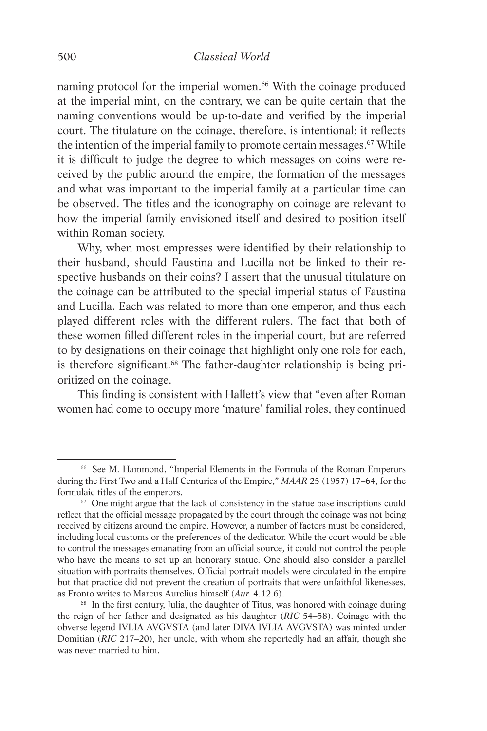naming protocol for the imperial women.[66] With the coinage produced at the imperial mint, on the contrary, we can be quite certain that the naming conventions would be up-to-date and verified by the imperial court. The titulature on the coinage, therefore, is intentional; it reflects the intention of the imperial family to promote certain messages.[67] While it is difficult to judge the degree to which messages on coins were received by the public around the empire, the formation of the messages and what was important to the imperial family at a particular time can be observed. The titles and the iconography on coinage are relevant to how the imperial family envisioned itself and desired to position itself within Roman society.

Why, when most empresses were identified by their relationship to their husband, should Faustina and Lucilla not be linked to their respective husbands on their coins? I assert that the unusual titulature on the coinage can be attributed to the special imperial status of Faustina and Lucilla. Each was related to more than one emperor, and thus each played different roles with the different rulers. The fact that both of these women filled different roles in the imperial court, but are referred to by designations on their coinage that highlight only one role for each, is therefore significant.[68] The father-daughter relationship is being prioritized on the coinage.

This finding is consistent with Hallett's view that "even after Roman women had come to occupy more 'mature' familial roles, they continued

---

[66] See M. Hammond, "Imperial Elements in the Formula of the Roman Emperors during the First Two and a Half Centuries of the Empire," *MAAR* 25 (1957) 17–64, for the formulaic titles of the emperors.

[67] One might argue that the lack of consistency in the statue base inscriptions could reflect that the official message propagated by the court through the coinage was not being received by citizens around the empire. However, a number of factors must be considered, including local customs or the preferences of the dedicator. While the court would be able to control the messages emanating from an official source, it could not control the people who have the means to set up an honorary statue. One should also consider a parallel situation with portraits themselves. Official portrait models were circulated in the empire but that practice did not prevent the creation of portraits that were unfaithful likenesses, as Fronto writes to Marcus Aurelius himself (*Aur.* 4.12.6).

[68] In the first century, Julia, the daughter of Titus, was honored with coinage during the reign of her father and designated as his daughter (*RIC* 54–58). Coinage with the obverse legend IVLIA AVGVSTA (and later DIVA IVLIA AVGVSTA) was minted under Domitian (*RIC* 217–20), her uncle, with whom she reportedly had an affair, though she was never married to him.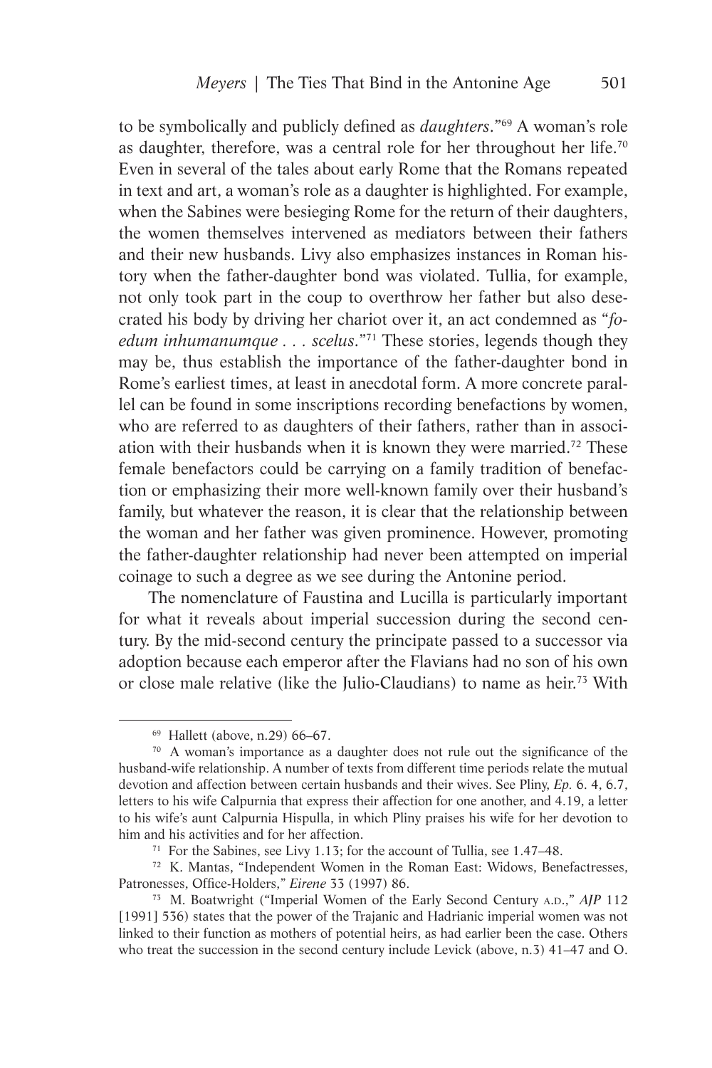to be symbolically and publicly defined as *daughters*."[69] A woman's role as daughter, therefore, was a central role for her throughout her life.[70] Even in several of the tales about early Rome that the Romans repeated in text and art, a woman's role as a daughter is highlighted. For example, when the Sabines were besieging Rome for the return of their daughters, the women themselves intervened as mediators between their fathers and their new husbands. Livy also emphasizes instances in Roman history when the father-daughter bond was violated. Tullia, for example, not only took part in the coup to overthrow her father but also desecrated his body by driving her chariot over it, an act condemned as "*foedum inhumanumque . . . scelus*."[71] These stories, legends though they may be, thus establish the importance of the father-daughter bond in Rome's earliest times, at least in anecdotal form. A more concrete parallel can be found in some inscriptions recording benefactions by women, who are referred to as daughters of their fathers, rather than in association with their husbands when it is known they were married.[72] These female benefactors could be carrying on a family tradition of benefaction or emphasizing their more well-known family over their husband's family, but whatever the reason, it is clear that the relationship between the woman and her father was given prominence. However, promoting the father-daughter relationship had never been attempted on imperial coinage to such a degree as we see during the Antonine period.

The nomenclature of Faustina and Lucilla is particularly important for what it reveals about imperial succession during the second century. By the mid-second century the principate passed to a successor via adoption because each emperor after the Flavians had no son of his own or close male relative (like the Julio-Claudians) to name as heir.[73] With

---

[69] Hallett (above, n.29) 66–67.

[70] A woman's importance as a daughter does not rule out the significance of the husband-wife relationship. A number of texts from different time periods relate the mutual devotion and affection between certain husbands and their wives. See Pliny, *Ep.* 6. 4, 6.7, letters to his wife Calpurnia that express their affection for one another, and 4.19, a letter to his wife's aunt Calpurnia Hispulla, in which Pliny praises his wife for her devotion to him and his activities and for her affection.

[71] For the Sabines, see Livy 1.13; for the account of Tullia, see 1.47–48.

[72] K. Mantas, "Independent Women in the Roman East: Widows, Benefactresses, Patronesses, Office-Holders," *Eirene* 33 (1997) 86.

[73] M. Boatwright ("Imperial Women of the Early Second Century A.D.," *AJP* 112 [1991] 536) states that the power of the Trajanic and Hadrianic imperial women was not linked to their function as mothers of potential heirs, as had earlier been the case. Others who treat the succession in the second century include Levick (above, n.3) 41–47 and O.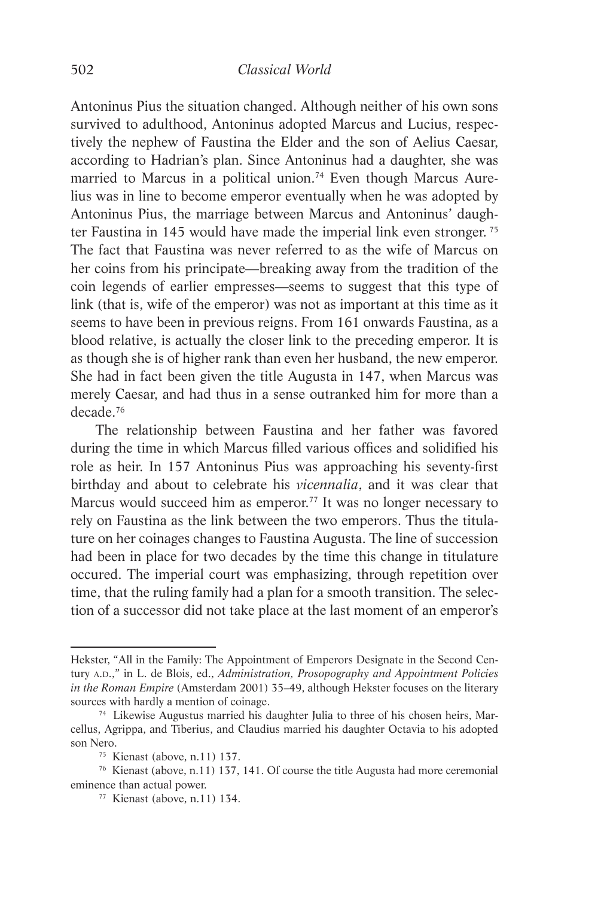Antoninus Pius the situation changed. Although neither of his own sons survived to adulthood, Antoninus adopted Marcus and Lucius, respectively the nephew of Faustina the Elder and the son of Aelius Caesar, according to Hadrian's plan. Since Antoninus had a daughter, she was married to Marcus in a political union.[74] Even though Marcus Aurelius was in line to become emperor eventually when he was adopted by Antoninus Pius, the marriage between Marcus and Antoninus' daughter Faustina in 145 would have made the imperial link even stronger.[75] The fact that Faustina was never referred to as the wife of Marcus on her coins from his principate—breaking away from the tradition of the coin legends of earlier empresses—seems to suggest that this type of link (that is, wife of the emperor) was not as important at this time as it seems to have been in previous reigns. From 161 onwards Faustina, as a blood relative, is actually the closer link to the preceding emperor. It is as though she is of higher rank than even her husband, the new emperor. She had in fact been given the title Augusta in 147, when Marcus was merely Caesar, and had thus in a sense outranked him for more than a decade.[76]

The relationship between Faustina and her father was favored during the time in which Marcus filled various offices and solidified his role as heir. In 157 Antoninus Pius was approaching his seventy-first birthday and about to celebrate his *vicennalia*, and it was clear that Marcus would succeed him as emperor.[77] It was no longer necessary to rely on Faustina as the link between the two emperors. Thus the titulature on her coinages changes to Faustina Augusta. The line of succession had been in place for two decades by the time this change in titulature occured. The imperial court was emphasizing, through repetition over time, that the ruling family had a plan for a smooth transition. The selection of a successor did not take place at the last moment of an emperor's

---

Hekster, "All in the Family: The Appointment of Emperors Designate in the Second Century A.D.," in L. de Blois, ed., *Administration, Prosopography and Appointment Policies in the Roman Empire* (Amsterdam 2001) 35–49, although Hekster focuses on the literary sources with hardly a mention of coinage.

[74] Likewise Augustus married his daughter Julia to three of his chosen heirs, Marcellus, Agrippa, and Tiberius, and Claudius married his daughter Octavia to his adopted son Nero.

[75] Kienast (above, n.11) 137.

[76] Kienast (above, n.11) 137, 141. Of course the title Augusta had more ceremonial eminence than actual power.

[77] Kienast (above, n.11) 134.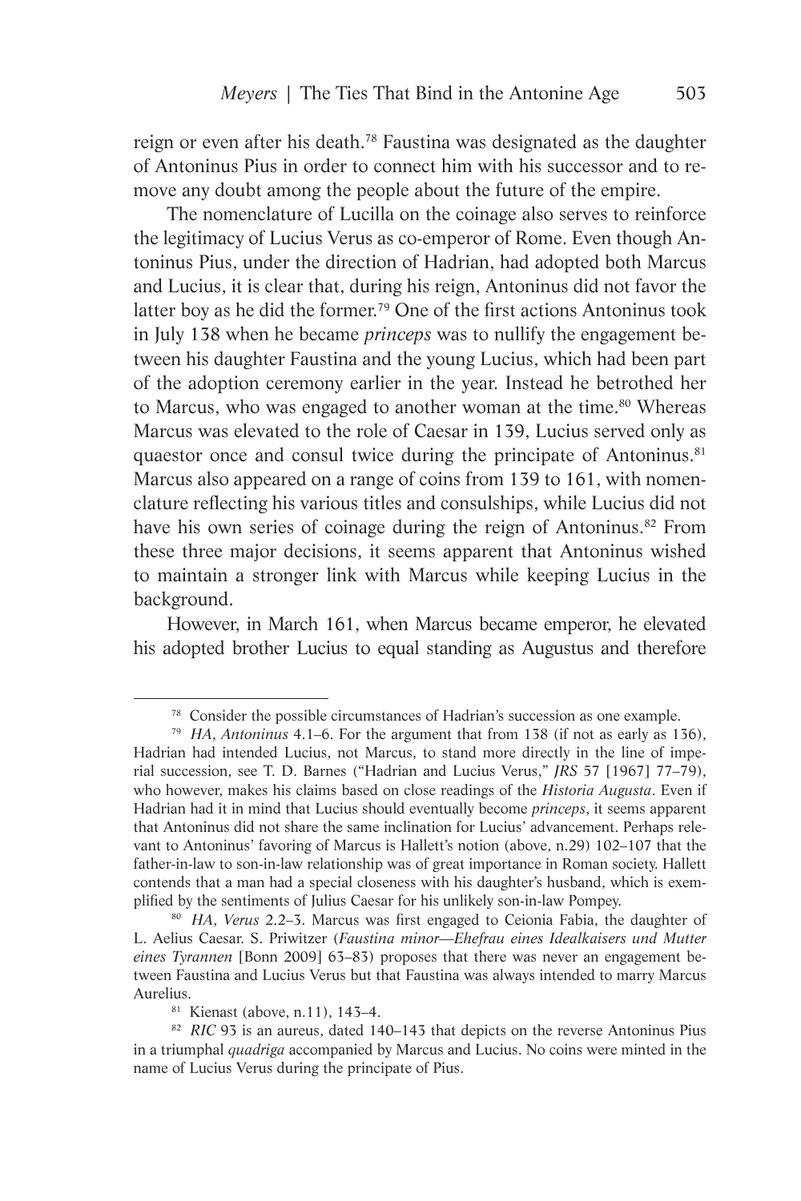reign or even after his death.[78] Faustina was designated as the daughter of Antoninus Pius in order to connect him with his successor and to remove any doubt among the people about the future of the empire.

The nomenclature of Lucilla on the coinage also serves to reinforce the legitimacy of Lucius Verus as co-emperor of Rome. Even though Antoninus Pius, under the direction of Hadrian, had adopted both Marcus and Lucius, it is clear that, during his reign, Antoninus did not favor the latter boy as he did the former.[79] One of the first actions Antoninus took in July 138 when he became *princeps* was to nullify the engagement between his daughter Faustina and the young Lucius, which had been part of the adoption ceremony earlier in the year. Instead he betrothed her to Marcus, who was engaged to another woman at the time.[80] Whereas Marcus was elevated to the role of Caesar in 139, Lucius served only as quaestor once and consul twice during the principate of Antoninus.[81] Marcus also appeared on a range of coins from 139 to 161, with nomenclature reflecting his various titles and consulships, while Lucius did not have his own series of coinage during the reign of Antoninus.[82] From these three major decisions, it seems apparent that Antoninus wished to maintain a stronger link with Marcus while keeping Lucius in the background.

However, in March 161, when Marcus became emperor, he elevated his adopted brother Lucius to equal standing as Augustus and therefore

---

[78] Consider the possible circumstances of Hadrian's succession as one example.

[79] *HA*, *Antoninus* 4.1–6. For the argument that from 138 (if not as early as 136), Hadrian had intended Lucius, not Marcus, to stand more directly in the line of imperial succession, see T. D. Barnes ("Hadrian and Lucius Verus," *JRS* 57 [1967] 77–79), who however, makes his claims based on close readings of the *Historia Augusta*. Even if Hadrian had it in mind that Lucius should eventually become *princeps*, it seems apparent that Antoninus did not share the same inclination for Lucius' advancement. Perhaps relevant to Antoninus' favoring of Marcus is Hallett's notion (above, n.29) 102–107 that the father-in-law to son-in-law relationship was of great importance in Roman society. Hallett contends that a man had a special closeness with his daughter's husband, which is exemplified by the sentiments of Julius Caesar for his unlikely son-in-law Pompey.

[80] *HA*, *Verus* 2.2–3. Marcus was first engaged to Ceionia Fabia, the daughter of L. Aelius Caesar. S. Priwitzer (*Faustina minor—Ehefrau eines Idealkaisers und Mutter eines Tyrannen* [Bonn 2009] 63–83) proposes that there was never an engagement between Faustina and Lucius Verus but that Faustina was always intended to marry Marcus Aurelius.

[81] Kienast (above, n.11), 143–4.

[82] *RIC* 93 is an aureus, dated 140–143 that depicts on the reverse Antoninus Pius in a triumphal *quadriga* accompanied by Marcus and Lucius. No coins were minted in the name of Lucius Verus during the principate of Pius.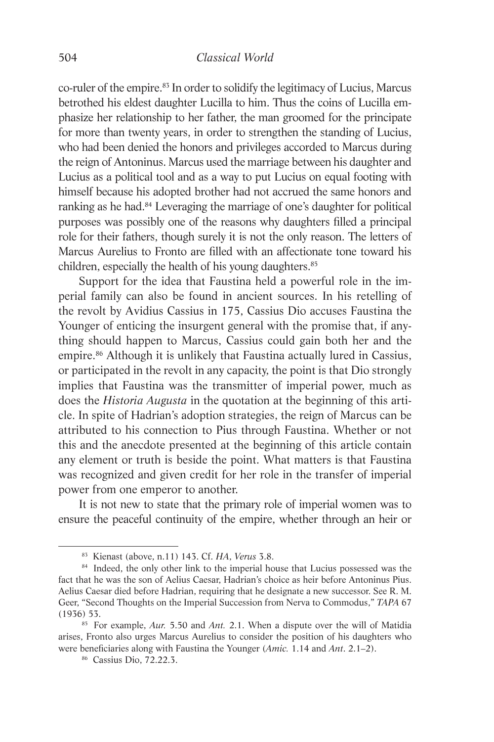co-ruler of the empire.[83] In order to solidify the legitimacy of Lucius, Marcus betrothed his eldest daughter Lucilla to him. Thus the coins of Lucilla emphasize her relationship to her father, the man groomed for the principate for more than twenty years, in order to strengthen the standing of Lucius, who had been denied the honors and privileges accorded to Marcus during the reign of Antoninus. Marcus used the marriage between his daughter and Lucius as a political tool and as a way to put Lucius on equal footing with himself because his adopted brother had not accrued the same honors and ranking as he had.[84] Leveraging the marriage of one's daughter for political purposes was possibly one of the reasons why daughters filled a principal role for their fathers, though surely it is not the only reason. The letters of Marcus Aurelius to Fronto are filled with an affectionate tone toward his children, especially the health of his young daughters.[85]

Support for the idea that Faustina held a powerful role in the imperial family can also be found in ancient sources. In his retelling of the revolt by Avidius Cassius in 175, Cassius Dio accuses Faustina the Younger of enticing the insurgent general with the promise that, if anything should happen to Marcus, Cassius could gain both her and the empire.[86] Although it is unlikely that Faustina actually lured in Cassius, or participated in the revolt in any capacity, the point is that Dio strongly implies that Faustina was the transmitter of imperial power, much as does the *Historia Augusta* in the quotation at the beginning of this article. In spite of Hadrian's adoption strategies, the reign of Marcus can be attributed to his connection to Pius through Faustina. Whether or not this and the anecdote presented at the beginning of this article contain any element or truth is beside the point. What matters is that Faustina was recognized and given credit for her role in the transfer of imperial power from one emperor to another.

It is not new to state that the primary role of imperial women was to ensure the peaceful continuity of the empire, whether through an heir or

---

[83] Kienast (above, n.11) 143. Cf. *HA*, *Verus* 3.8.

[84] Indeed, the only other link to the imperial house that Lucius possessed was the fact that he was the son of Aelius Caesar, Hadrian's choice as heir before Antoninus Pius. Aelius Caesar died before Hadrian, requiring that he designate a new successor. See R. M. Geer, "Second Thoughts on the Imperial Succession from Nerva to Commodus," *TAPA* 67 (1936) 53.

[85] For example, *Aur.* 5.50 and *Ant.* 2.1. When a dispute over the will of Matidia arises, Fronto also urges Marcus Aurelius to consider the position of his daughters who were beneficiaries along with Faustina the Younger (*Amic.* 1.14 and *Ant*. 2.1–2).

[86] Cassius Dio, 72.22.3.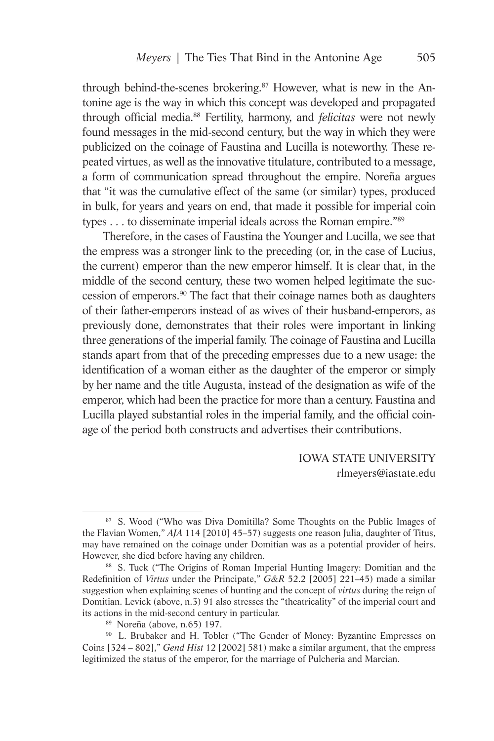through behind-the-scenes brokering.[87] However, what is new in the Antonine age is the way in which this concept was developed and propagated through official media.[88] Fertility, harmony, and *felicitas* were not newly found messages in the mid-second century, but the way in which they were publicized on the coinage of Faustina and Lucilla is noteworthy. These repeated virtues, as well as the innovative titulature, contributed to a message, a form of communication spread throughout the empire. Noreña argues that "it was the cumulative effect of the same (or similar) types, produced in bulk, for years and years on end, that made it possible for imperial coin types . . . to disseminate imperial ideals across the Roman empire."[89]

Therefore, in the cases of Faustina the Younger and Lucilla, we see that the empress was a stronger link to the preceding (or, in the case of Lucius, the current) emperor than the new emperor himself. It is clear that, in the middle of the second century, these two women helped legitimate the succession of emperors.[90] The fact that their coinage names both as daughters of their father-emperors instead of as wives of their husband-emperors, as previously done, demonstrates that their roles were important in linking three generations of the imperial family. The coinage of Faustina and Lucilla stands apart from that of the preceding empresses due to a new usage: the identification of a woman either as the daughter of the emperor or simply by her name and the title Augusta, instead of the designation as wife of the emperor, which had been the practice for more than a century. Faustina and Lucilla played substantial roles in the imperial family, and the official coinage of the period both constructs and advertises their contributions.

IOWA STATE UNIVERSITY
rlmeyers@iastate.edu

---

[87] S. Wood ("Who was Diva Domitilla? Some Thoughts on the Public Images of the Flavian Women," *AJA* 114 [2010] 45–57) suggests one reason Julia, daughter of Titus, may have remained on the coinage under Domitian was as a potential provider of heirs. However, she died before having any children.

[88] S. Tuck ("The Origins of Roman Imperial Hunting Imagery: Domitian and the Redefinition of *Virtus* under the Principate," *G&R* 52.2 [2005] 221–45) made a similar suggestion when explaining scenes of hunting and the concept of *virtus* during the reign of Domitian. Levick (above, n.3) 91 also stresses the "theatricality" of the imperial court and its actions in the mid-second century in particular.

[89] Noreña (above, n.65) 197.

[90] L. Brubaker and H. Tobler ("The Gender of Money: Byzantine Empresses on Coins [324 – 802]," *Gend Hist* 12 [2002] 581) make a similar argument, that the empress legitimized the status of the emperor, for the marriage of Pulcheria and Marcian.